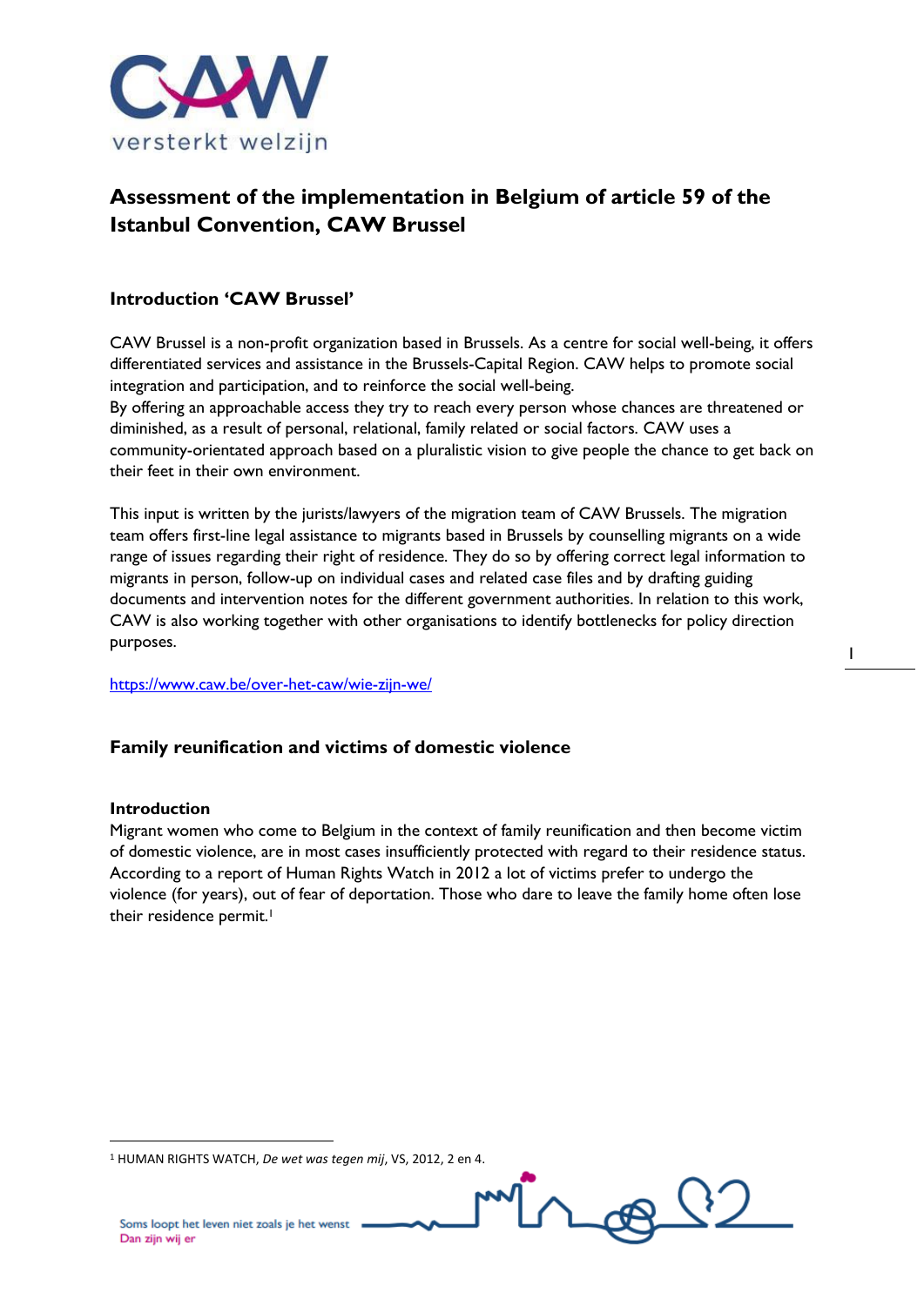# Assessment of the implementation in Belgium of article 59 of the Istanbul Convention, CAW Brussel

## Introduction 'CAW Brussel'

CAW Brussel is a non-profit organization based in Brussels. As a centre for social well-being, it offers differentiated services and assistance in the Brussels-Capital Region. CAW helps to promote social integration and participation, and to reinforce the social well-being.
By offering an approachable access they try to reach every person whose chances are threatened or diminished, as a result of personal, relational, family related or social factors. CAW uses a community-orientated approach based on a pluralistic vision to give people the chance to get back on their feet in their own environment.

This input is written by the jurists/lawyers of the migration team of CAW Brussels. The migration team offers first-line legal assistance to migrants based in Brussels by counselling migrants on a wide range of issues regarding their right of residence. They do so by offering correct legal information to migrants in person, follow-up on individual cases and related case files and by drafting guiding documents and intervention notes for the different government authorities. In relation to this work, CAW is also working together with other organisations to identify bottlenecks for policy direction purposes.

https://www.caw.be/over-het-caw/wie-zijn-we/

## Family reunification and victims of domestic violence

### Introduction

Migrant women who come to Belgium in the context of family reunification and then become victim of domestic violence, are in most cases insufficiently protected with regard to their residence status. According to a report of Human Rights Watch in 2012 a lot of victims prefer to undergo the violence (for years), out of fear of deportation. Those who dare to leave the family home often lose their residence permit.[1]

[1] HUMAN RIGHTS WATCH, *De wet was tegen mij*, VS, 2012, 2 en 4.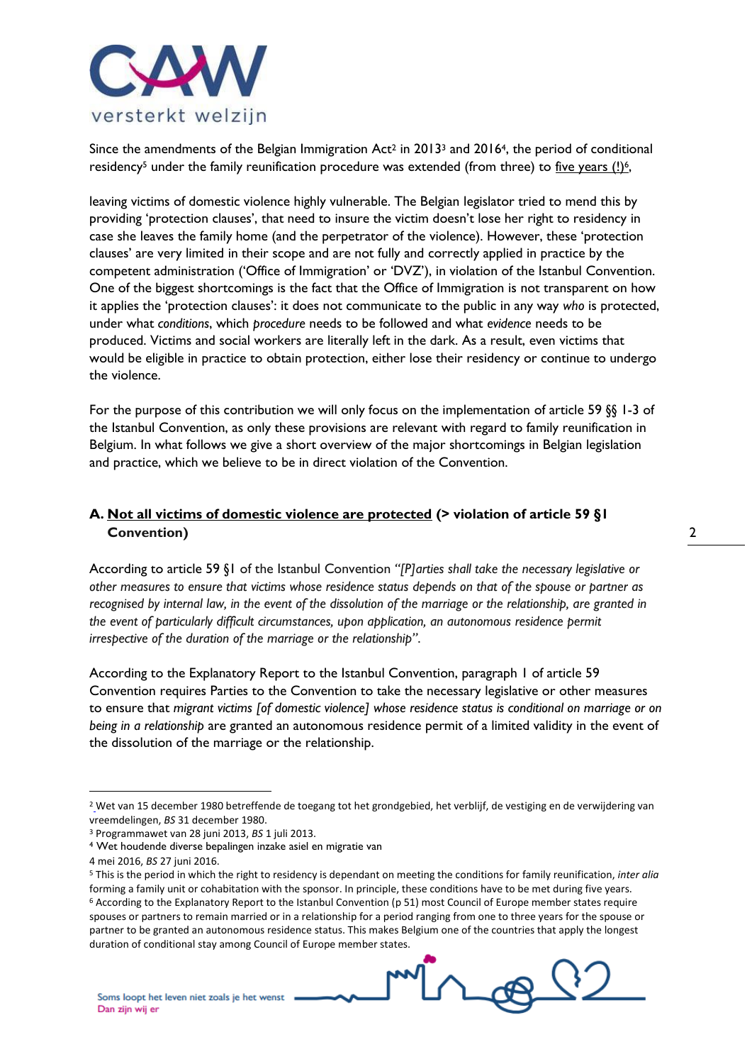Since the amendments of the Belgian Immigration Act[2] in 2013[3] and 2016[4], the period of conditional residency[5] under the family reunification procedure was extended (from three) to <u>five years (!)</u>[6],

leaving victims of domestic violence highly vulnerable. The Belgian legislator tried to mend this by providing 'protection clauses', that need to insure the victim doesn't lose her right to residency in case she leaves the family home (and the perpetrator of the violence). However, these 'protection clauses' are very limited in their scope and are not fully and correctly applied in practice by the competent administration ('Office of Immigration' or 'DVZ'), in violation of the Istanbul Convention. One of the biggest shortcomings is the fact that the Office of Immigration is not transparent on how it applies the 'protection clauses': it does not communicate to the public in any way *who* is protected, under what *conditions*, which *procedure* needs to be followed and what *evidence* needs to be produced. Victims and social workers are literally left in the dark. As a result, even victims that would be eligible in practice to obtain protection, either lose their residency or continue to undergo the violence.

For the purpose of this contribution we will only focus on the implementation of article 59 §§ 1-3 of the Istanbul Convention, as only these provisions are relevant with regard to family reunification in Belgium. In what follows we give a short overview of the major shortcomings in Belgian legislation and practice, which we believe to be in direct violation of the Convention.

### A. <u>Not all victims of domestic violence are protected</u> (> violation of article 59 §1 Convention)

According to article 59 §1 of the Istanbul Convention *"[P]arties shall take the necessary legislative or other measures to ensure that victims whose residence status depends on that of the spouse or partner as recognised by internal law, in the event of the dissolution of the marriage or the relationship, are granted in the event of particularly difficult circumstances, upon application, an autonomous residence permit irrespective of the duration of the marriage or the relationship"*.

According to the Explanatory Report to the Istanbul Convention, paragraph 1 of article 59 Convention requires Parties to the Convention to take the necessary legislative or other measures to ensure that *migrant victims [of domestic violence] whose residence status is conditional on marriage or on being in a relationship* are granted an autonomous residence permit of a limited validity in the event of the dissolution of the marriage or the relationship.

---

[2] Wet van 15 december 1980 betreffende de toegang tot het grondgebied, het verblijf, de vestiging en de verwijdering van vreemdelingen, *BS* 31 december 1980.

[3] Programmawet van 28 juni 2013, *BS* 1 juli 2013.

[4] Wet houdende diverse bepalingen inzake asiel en migratie van 4 mei 2016, *BS* 27 juni 2016.

[5] This is the period in which the right to residency is dependant on meeting the conditions for family reunification, *inter alia* forming a family unit or cohabitation with the sponsor. In principle, these conditions have to be met during five years.

[6] According to the Explanatory Report to the Istanbul Convention (p 51) most Council of Europe member states require spouses or partners to remain married or in a relationship for a period ranging from one to three years for the spouse or partner to be granted an autonomous residence status. This makes Belgium one of the countries that apply the longest duration of conditional stay among Council of Europe member states.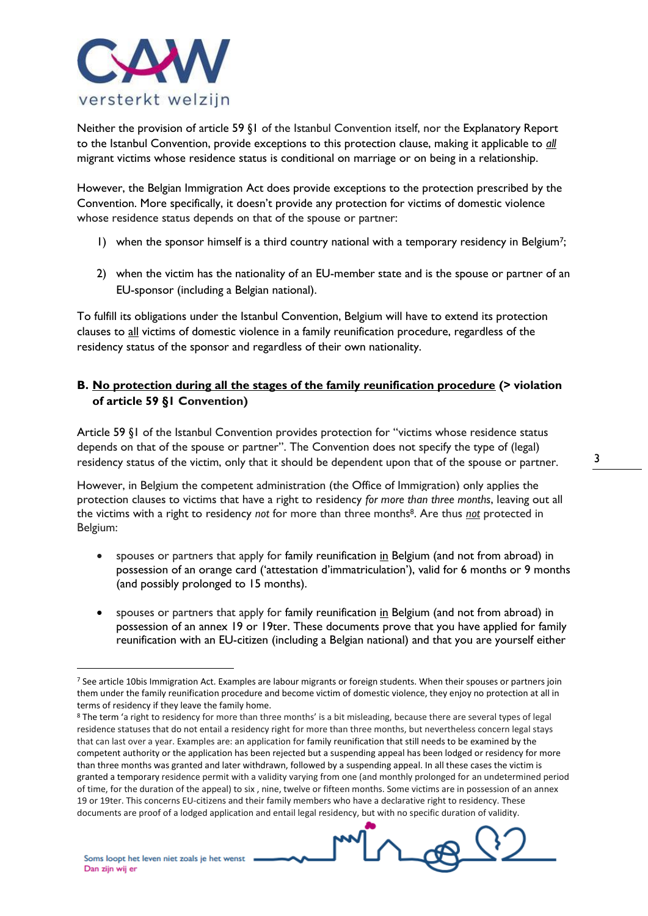Neither the provision of article 59 §1 of the Istanbul Convention itself, nor the Explanatory Report to the Istanbul Convention, provide exceptions to this protection clause, making it applicable to ***all*** migrant victims whose residence status is conditional on marriage or on being in a relationship.

However, the Belgian Immigration Act does provide exceptions to the protection prescribed by the Convention. More specifically, it doesn't provide any protection for victims of domestic violence whose residence status depends on that of the spouse or partner:

1) when the sponsor himself is a third country national with a temporary residency in Belgium[7];

2) when the victim has the nationality of an EU-member state and is the spouse or partner of an EU-sponsor (including a Belgian national).

To fulfill its obligations under the Istanbul Convention, Belgium will have to extend its protection clauses to <u>all</u> victims of domestic violence in a family reunification procedure, regardless of the residency status of the sponsor and regardless of their own nationality.

### B. <u>No protection during all the stages of the family reunification procedure</u> (> violation of article 59 §1 Convention)

Article 59 §1 of the Istanbul Convention provides protection for "victims whose residence status depends on that of the spouse or partner". The Convention does not specify the type of (legal) residency status of the victim, only that it should be dependent upon that of the spouse or partner.

However, in Belgium the competent administration (the Office of Immigration) only applies the protection clauses to victims that have a right to residency *for more than three months*, leaving out all the victims with a right to residency *not* for more than three months[8]. Are thus ***not*** protected in Belgium:

- spouses or partners that apply for family reunification <u>in</u> Belgium (and not from abroad) in possession of an orange card ('attestation d'immatriculation'), valid for 6 months or 9 months (and possibly prolonged to 15 months).

- spouses or partners that apply for family reunification <u>in</u> Belgium (and not from abroad) in possession of an annex 19 or 19ter. These documents prove that you have applied for family reunification with an EU-citizen (including a Belgian national) and that you are yourself either

---

[7] See article 10bis Immigration Act. Examples are labour migrants or foreign students. When their spouses or partners join them under the family reunification procedure and become victim of domestic violence, they enjoy no protection at all in terms of residency if they leave the family home.

[8] The term 'a right to residency for more than three months' is a bit misleading, because there are several types of legal residence statuses that do not entail a residency right for more than three months, but nevertheless concern legal stays that can last over a year. Examples are: an application for family reunification that still needs to be examined by the competent authority or the application has been rejected but a suspending appeal has been lodged or residency for more than three months was granted and later withdrawn, followed by a suspending appeal. In all these cases the victim is granted a temporary residence permit with a validity varying from one (and monthly prolonged for an undetermined period of time, for the duration of the appeal) to six , nine, twelve or fifteen months. Some victims are in possession of an annex 19 or 19ter. This concerns EU-citizens and their family members who have a declarative right to residency. These documents are proof of a lodged application and entail legal residency, but with no specific duration of validity.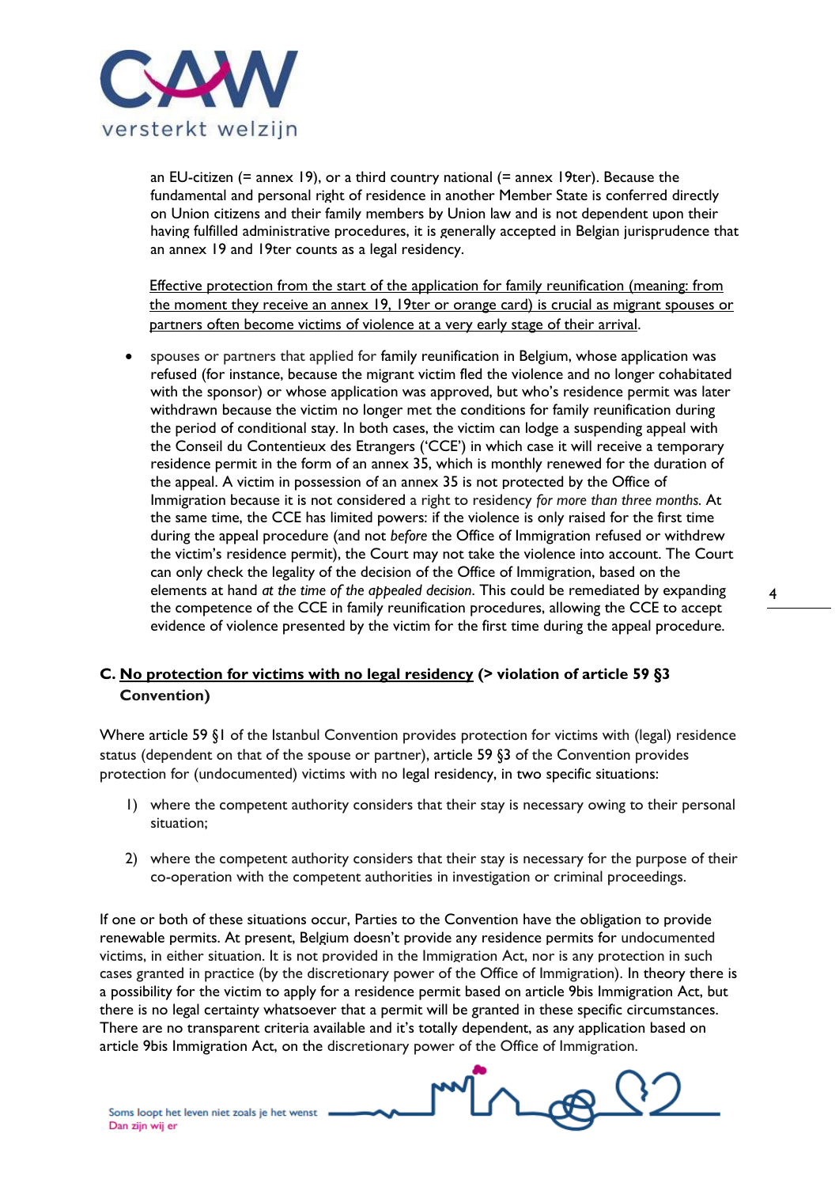an EU-citizen (= annex 19), or a third country national (= annex 19ter). Because the fundamental and personal right of residence in another Member State is conferred directly on Union citizens and their family members by Union law and is not dependent upon their having fulfilled administrative procedures, it is generally accepted in Belgian jurisprudence that an annex 19 and 19ter counts as a legal residency.

<u>Effective protection from the start of the application for family reunification (meaning: from the moment they receive an annex 19, 19ter or orange card) is crucial as migrant spouses or partners often become victims of violence at a very early stage of their arrival</u>.

- spouses or partners that applied for family reunification in Belgium, whose application was refused (for instance, because the migrant victim fled the violence and no longer cohabitated with the sponsor) or whose application was approved, but who's residence permit was later withdrawn because the victim no longer met the conditions for family reunification during the period of conditional stay. In both cases, the victim can lodge a suspending appeal with the Conseil du Contentieux des Etrangers ('CCE') in which case it will receive a temporary residence permit in the form of an annex 35, which is monthly renewed for the duration of the appeal. A victim in possession of an annex 35 is not protected by the Office of Immigration because it is not considered a right to residency *for more than three months.* At the same time, the CCE has limited powers: if the violence is only raised for the first time during the appeal procedure (and not *before* the Office of Immigration refused or withdrew the victim's residence permit), the Court may not take the violence into account. The Court can only check the legality of the decision of the Office of Immigration, based on the elements at hand *at the time of the appealed decision*. This could be remediated by expanding the competence of the CCE in family reunification procedures, allowing the CCE to accept evidence of violence presented by the victim for the first time during the appeal procedure.

## C. <u>No protection for victims with no legal residency</u> (> violation of article 59 §3 Convention)

Where article 59 §1 of the Istanbul Convention provides protection for victims with (legal) residence status (dependent on that of the spouse or partner), article 59 §3 of the Convention provides protection for (undocumented) victims with no legal residency, in two specific situations:

1) where the competent authority considers that their stay is necessary owing to their personal situation;

2) where the competent authority considers that their stay is necessary for the purpose of their co-operation with the competent authorities in investigation or criminal proceedings.

If one or both of these situations occur, Parties to the Convention have the obligation to provide renewable permits. At present, Belgium doesn't provide any residence permits for undocumented victims, in either situation. It is not provided in the Immigration Act, nor is any protection in such cases granted in practice (by the discretionary power of the Office of Immigration). In theory there is a possibility for the victim to apply for a residence permit based on article 9bis Immigration Act, but there is no legal certainty whatsoever that a permit will be granted in these specific circumstances. There are no transparent criteria available and it's totally dependent, as any application based on article 9bis Immigration Act, on the discretionary power of the Office of Immigration.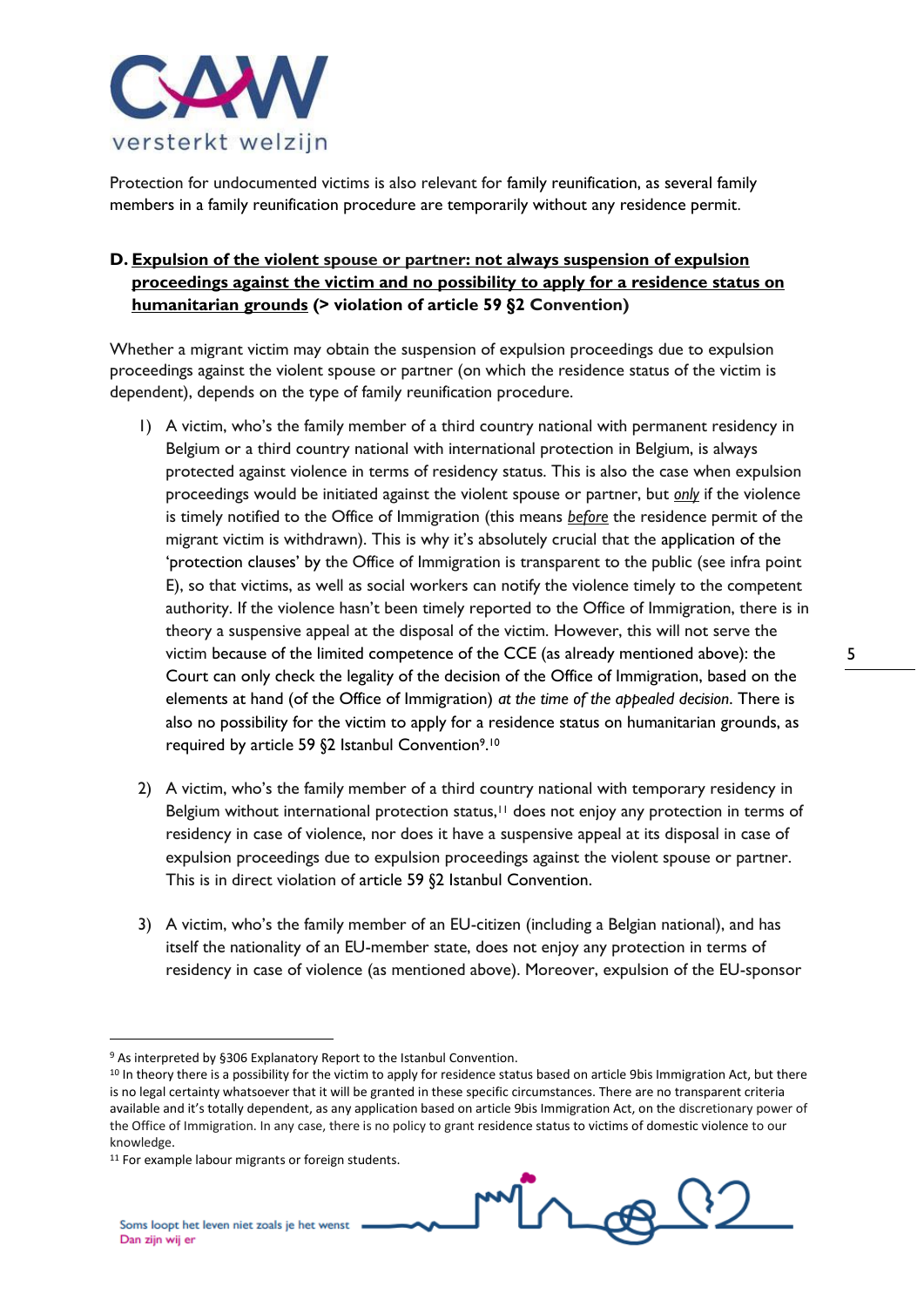Protection for undocumented victims is also relevant for family reunification, as several family members in a family reunification procedure are temporarily without any residence permit.

### D. <u>Expulsion of the violent spouse or partner: not always suspension of expulsion proceedings against the victim and no possibility to apply for a residence status on humanitarian grounds</u> (> violation of article 59 §2 Convention)

Whether a migrant victim may obtain the suspension of expulsion proceedings due to expulsion proceedings against the violent spouse or partner (on which the residence status of the victim is dependent), depends on the type of family reunification procedure.

1) A victim, who's the family member of a third country national with permanent residency in Belgium or a third country national with international protection in Belgium, is always protected against violence in terms of residency status. This is also the case when expulsion proceedings would be initiated against the violent spouse or partner, but *<u>only</u>* if the violence is timely notified to the Office of Immigration (this means *<u>before</u>* the residence permit of the migrant victim is withdrawn). This is why it's absolutely crucial that the application of the 'protection clauses' by the Office of Immigration is transparent to the public (see infra point E), so that victims, as well as social workers can notify the violence timely to the competent authority. If the violence hasn't been timely reported to the Office of Immigration, there is in theory a suspensive appeal at the disposal of the victim. However, this will not serve the victim because of the limited competence of the CCE (as already mentioned above): the Court can only check the legality of the decision of the Office of Immigration, based on the elements at hand (of the Office of Immigration) *at the time of the appealed decision*. There is also no possibility for the victim to apply for a residence status on humanitarian grounds, as required by article 59 §2 Istanbul Convention[9].[10]

2) A victim, who's the family member of a third country national with temporary residency in Belgium without international protection status,[11] does not enjoy any protection in terms of residency in case of violence, nor does it have a suspensive appeal at its disposal in case of expulsion proceedings due to expulsion proceedings against the violent spouse or partner. This is in direct violation of article 59 §2 Istanbul Convention.

3) A victim, who's the family member of an EU-citizen (including a Belgian national), and has itself the nationality of an EU-member state, does not enjoy any protection in terms of residency in case of violence (as mentioned above). Moreover, expulsion of the EU-sponsor

---

[9] As interpreted by §306 Explanatory Report to the Istanbul Convention.

[10] In theory there is a possibility for the victim to apply for residence status based on article 9bis Immigration Act, but there is no legal certainty whatsoever that it will be granted in these specific circumstances. There are no transparent criteria available and it's totally dependent, as any application based on article 9bis Immigration Act, on the discretionary power of the Office of Immigration. In any case, there is no policy to grant residence status to victims of domestic violence to our knowledge.

[11] For example labour migrants or foreign students.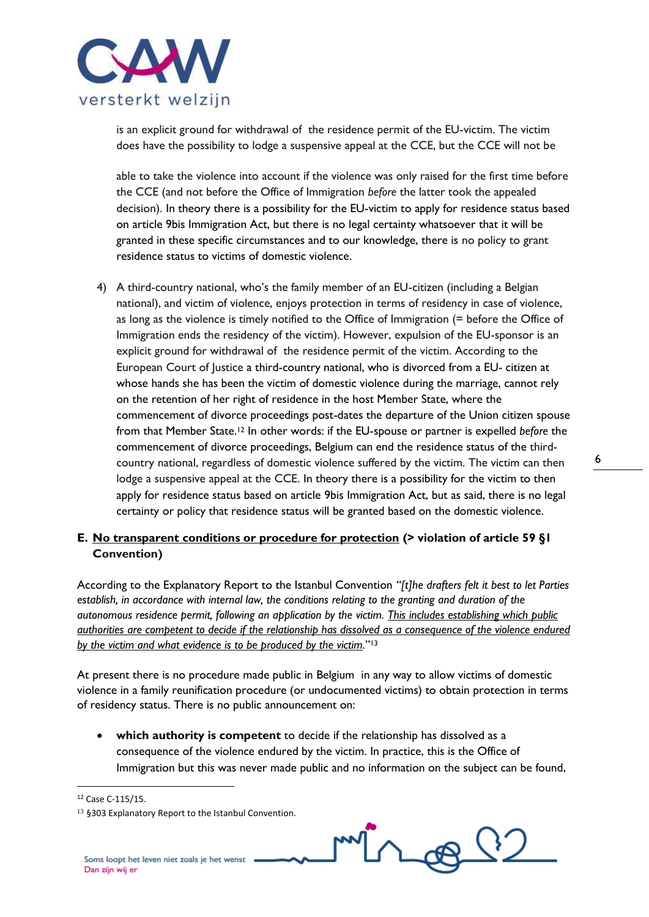is an explicit ground for withdrawal of the residence permit of the EU-victim. The victim does have the possibility to lodge a suspensive appeal at the CCE, but the CCE will not be

able to take the violence into account if the violence was only raised for the first time before the CCE (and not before the Office of Immigration *before* the latter took the appealed decision). In theory there is a possibility for the EU-victim to apply for residence status based on article 9bis Immigration Act, but there is no legal certainty whatsoever that it will be granted in these specific circumstances and to our knowledge, there is no policy to grant residence status to victims of domestic violence.

4) A third-country national, who's the family member of an EU-citizen (including a Belgian national), and victim of violence, enjoys protection in terms of residency in case of violence, as long as the violence is timely notified to the Office of Immigration (= before the Office of Immigration ends the residency of the victim). However, expulsion of the EU-sponsor is an explicit ground for withdrawal of the residence permit of the victim. According to the European Court of Justice a third-country national, who is divorced from a EU- citizen at whose hands she has been the victim of domestic violence during the marriage, cannot rely on the retention of her right of residence in the host Member State, where the commencement of divorce proceedings post-dates the departure of the Union citizen spouse from that Member State.[12] In other words: if the EU-spouse or partner is expelled *before* the commencement of divorce proceedings, Belgium can end the residence status of the third-country national, regardless of domestic violence suffered by the victim. The victim can then lodge a suspensive appeal at the CCE. In theory there is a possibility for the victim to then apply for residence status based on article 9bis Immigration Act, but as said, there is no legal certainty or policy that residence status will be granted based on the domestic violence.

## E. <u>No transparent conditions or procedure for protection</u> (> violation of article 59 §1 Convention)

According to the Explanatory Report to the Istanbul Convention *"[t]he drafters felt it best to let Parties establish, in accordance with internal law, the conditions relating to the granting and duration of the autonomous residence permit, following an application by the victim. <u>This includes establishing which public authorities are competent to decide if the relationship has dissolved as a consequence of the violence endured by the victim and what evidence is to be produced by the victim</u>."*[13]

At present there is no procedure made public in Belgium in any way to allow victims of domestic violence in a family reunification procedure (or undocumented victims) to obtain protection in terms of residency status. There is no public announcement on:

- **which authority is competent** to decide if the relationship has dissolved as a consequence of the violence endured by the victim. In practice, this is the Office of Immigration but this was never made public and no information on the subject can be found,

---

[12] Case C-115/15.

[13] §303 Explanatory Report to the Istanbul Convention.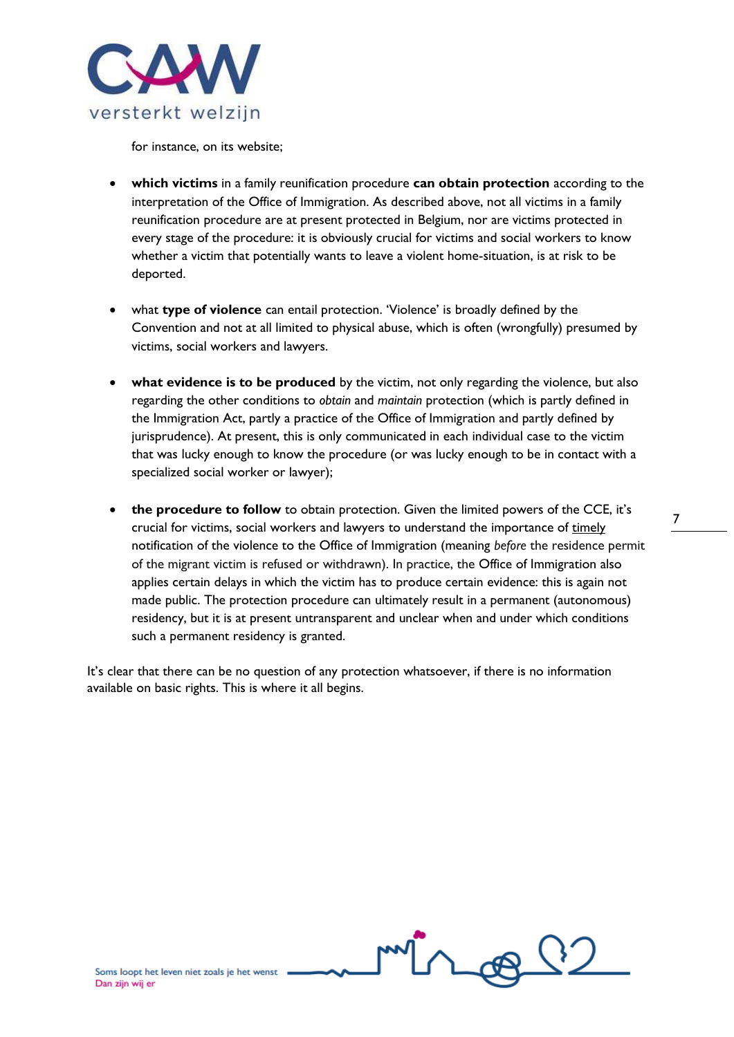for instance, on its website;

- **which victims** in a family reunification procedure **can obtain protection** according to the interpretation of the Office of Immigration. As described above, not all victims in a family reunification procedure are at present protected in Belgium, nor are victims protected in every stage of the procedure: it is obviously crucial for victims and social workers to know whether a victim that potentially wants to leave a violent home-situation, is at risk to be deported.

- what **type of violence** can entail protection. 'Violence' is broadly defined by the Convention and not at all limited to physical abuse, which is often (wrongfully) presumed by victims, social workers and lawyers.

- **what evidence is to be produced** by the victim, not only regarding the violence, but also regarding the other conditions to *obtain* and *maintain* protection (which is partly defined in the Immigration Act, partly a practice of the Office of Immigration and partly defined by jurisprudence). At present, this is only communicated in each individual case to the victim that was lucky enough to know the procedure (or was lucky enough to be in contact with a specialized social worker or lawyer);

- **the procedure to follow** to obtain protection. Given the limited powers of the CCE, it's crucial for victims, social workers and lawyers to understand the importance of timely notification of the violence to the Office of Immigration (meaning *before* the residence permit of the migrant victim is refused or withdrawn). In practice, the Office of Immigration also applies certain delays in which the victim has to produce certain evidence: this is again not made public. The protection procedure can ultimately result in a permanent (autonomous) residency, but it is at present untransparent and unclear when and under which conditions such a permanent residency is granted.

It's clear that there can be no question of any protection whatsoever, if there is no information available on basic rights. This is where it all begins.